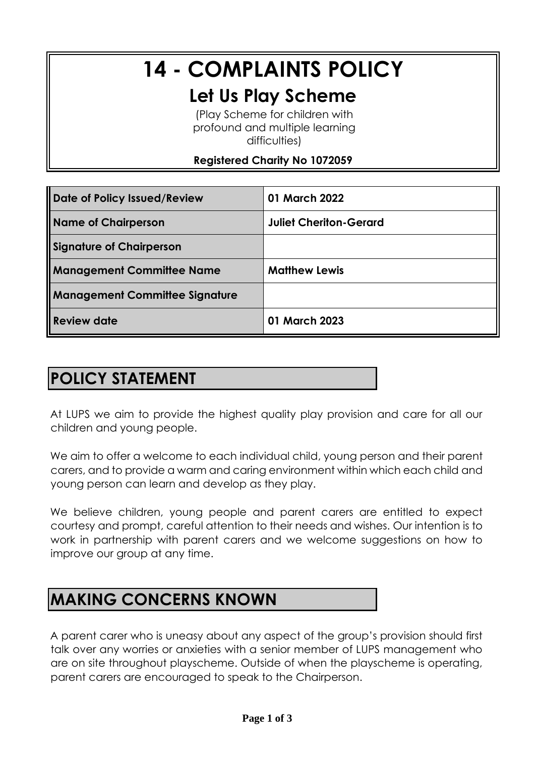# 14 - COMPLAINTS POLICY

## Let Us Play Scheme

(Play Scheme for children with profound and multiple learning difficulties)

**Registered Charity No 1072059**

| | |
|---|---|
| **Date of Policy Issued/Review** | **01 March 2022** |
| **Name of Chairperson** | **Juliet Cheriton-Gerard** |
| **Signature of Chairperson** | |
| **Management Committee Name** | **Matthew Lewis** |
| **Management Committee Signature** | |
| **Review date** | **01 March 2023** |

## POLICY STATEMENT

At LUPS we aim to provide the highest quality play provision and care for all our children and young people.

We aim to offer a welcome to each individual child, young person and their parent carers, and to provide a warm and caring environment within which each child and young person can learn and develop as they play.

We believe children, young people and parent carers are entitled to expect courtesy and prompt, careful attention to their needs and wishes. Our intention is to work in partnership with parent carers and we welcome suggestions on how to improve our group at any time.

## MAKING CONCERNS KNOWN

A parent carer who is uneasy about any aspect of the group's provision should first talk over any worries or anxieties with a senior member of LUPS management who are on site throughout playscheme. Outside of when the playscheme is operating, parent carers are encouraged to speak to the Chairperson.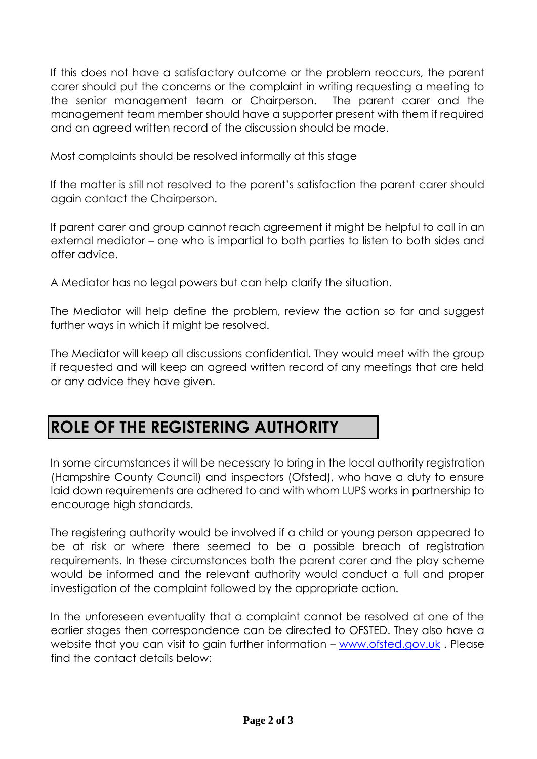If this does not have a satisfactory outcome or the problem reoccurs, the parent carer should put the concerns or the complaint in writing requesting a meeting to the senior management team or Chairperson. The parent carer and the management team member should have a supporter present with them if required and an agreed written record of the discussion should be made.

Most complaints should be resolved informally at this stage

If the matter is still not resolved to the parent's satisfaction the parent carer should again contact the Chairperson.

If parent carer and group cannot reach agreement it might be helpful to call in an external mediator – one who is impartial to both parties to listen to both sides and offer advice.

A Mediator has no legal powers but can help clarify the situation.

The Mediator will help define the problem, review the action so far and suggest further ways in which it might be resolved.

The Mediator will keep all discussions confidential. They would meet with the group if requested and will keep an agreed written record of any meetings that are held or any advice they have given.

## ROLE OF THE REGISTERING AUTHORITY

In some circumstances it will be necessary to bring in the local authority registration (Hampshire County Council) and inspectors (Ofsted), who have a duty to ensure laid down requirements are adhered to and with whom LUPS works in partnership to encourage high standards.

The registering authority would be involved if a child or young person appeared to be at risk or where there seemed to be a possible breach of registration requirements. In these circumstances both the parent carer and the play scheme would be informed and the relevant authority would conduct a full and proper investigation of the complaint followed by the appropriate action.

In the unforeseen eventuality that a complaint cannot be resolved at one of the earlier stages then correspondence can be directed to OFSTED. They also have a website that you can visit to gain further information – [www.ofsted.gov.uk](http://www.ofsted.gov.uk) . Please find the contact details below: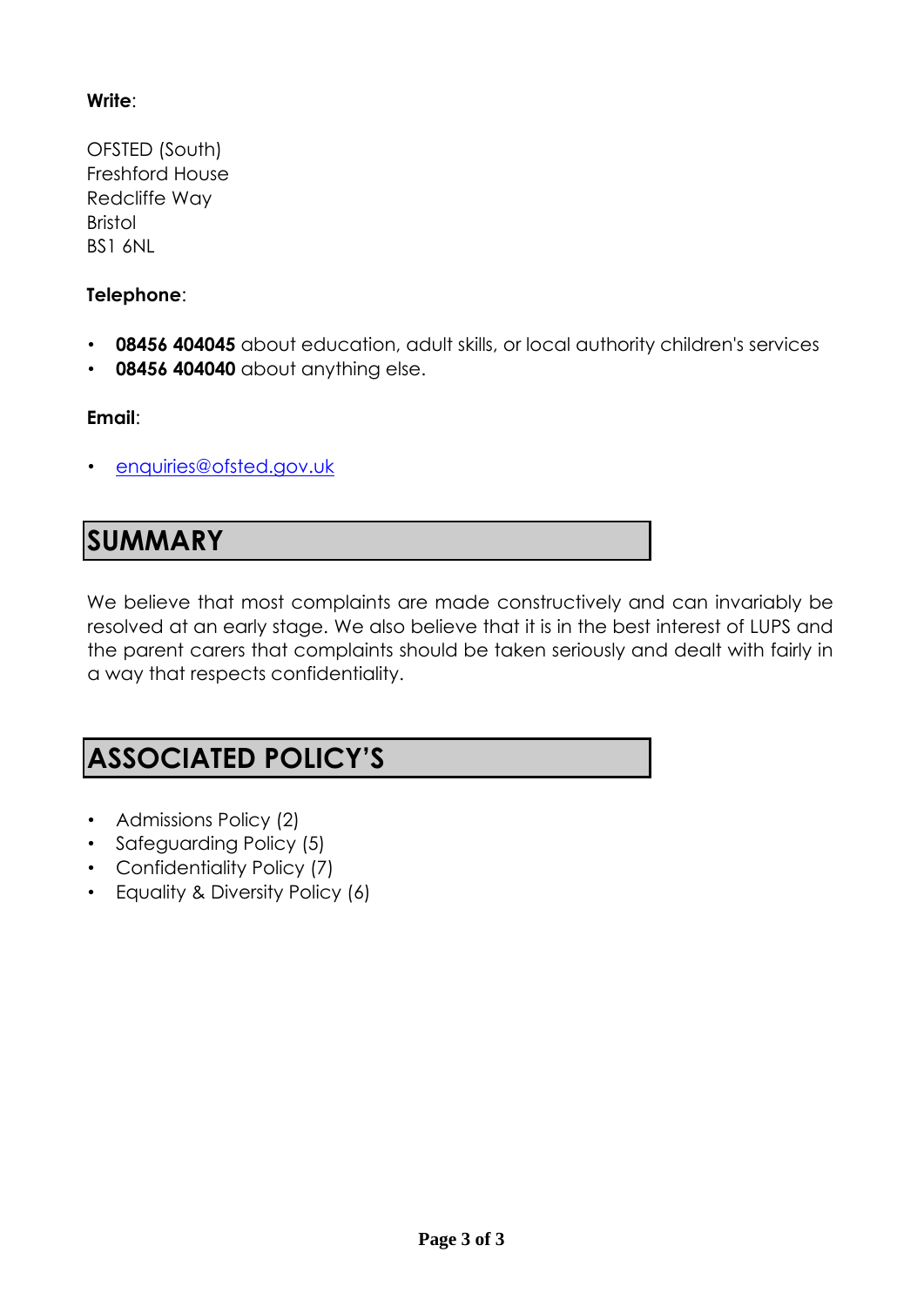**Write**:

OFSTED (South)
Freshford House
Redcliffe Way
Bristol
BS1 6NL

**Telephone**:

- **08456 404045** about education, adult skills, or local authority children's services
- **08456 404040** about anything else.

**Email**:

- enquiries@ofsted.gov.uk

## SUMMARY

We believe that most complaints are made constructively and can invariably be resolved at an early stage. We also believe that it is in the best interest of LUPS and the parent carers that complaints should be taken seriously and dealt with fairly in a way that respects confidentiality.

## ASSOCIATED POLICY'S

- Admissions Policy (2)
- Safeguarding Policy (5)
- Confidentiality Policy (7)
- Equality & Diversity Policy (6)